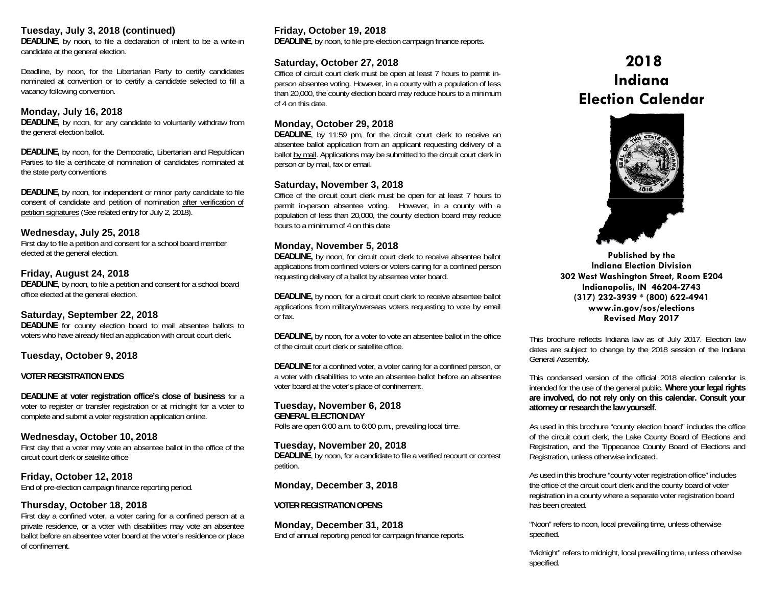## Tuesday, July 3, 2018 (continued)

**DEADLINE**, by noon, to file a declaration of intent to be a write-in candidate at the general election.

Deadline, by noon, for the Libertarian Party to certify candidates nominated at convention or to certify a candidate selected to fill a vacancy following convention.

## Monday, July 16, 2018

**DEADLINE,** by noon, for any candidate to voluntarily withdraw from the general election ballot.

**DEADLINE,** by noon, for the Democratic, Libertarian and Republican Parties to file a certificate of nomination of candidates nominated at the state party conventions

**DEADLINE,** by noon, for independent or minor party candidate to file consent of candidate and petition of nomination <u>after verification of petition signatures</u> (See related entry for July 2, 2018).

## Wednesday, July 25, 2018

First day to file a petition and consent for a school board member elected at the general election.

## Friday, August 24, 2018

**DEADLINE**, by noon, to file a petition and consent for a school board office elected at the general election.

## Saturday, September 22, 2018

**DEADLINE** for county election board to mail absentee ballots to voters who have already filed an application with circuit court clerk.

## Tuesday, October 9, 2018

**VOTER REGISTRATION ENDS**

**DEADLINE at voter registration office's close of business** for a voter to register or transfer registration or at midnight for a voter to complete and submit a voter registration application online.

## Wednesday, October 10, 2018

First day that a voter may vote an absentee ballot in the office of the circuit court clerk or satellite office

## Friday, October 12, 2018

End of pre-election campaign finance reporting period.

## Thursday, October 18, 2018

First day a confined voter, a voter caring for a confined person at a private residence, or a voter with disabilities may vote an absentee ballot before an absentee voter board at the voter's residence or place of confinement.

## Friday, October 19, 2018

**DEADLINE**, by noon, to file pre-election campaign finance reports.

## Saturday, October 27, 2018

Office of circuit court clerk must be open at least 7 hours to permit in-person absentee voting. However, in a county with a population of less than 20,000, the county election board may reduce hours to a minimum of 4 on this date.

## Monday, October 29, 2018

**DEADLINE**, by 11:59 pm, for the circuit court clerk to receive an absentee ballot application from an applicant requesting delivery of a ballot <u>by mail</u>. Applications may be submitted to the circuit court clerk in person or by mail, fax or email.

## Saturday, November 3, 2018

Office of the circuit court clerk must be open for at least 7 hours to permit in-person absentee voting. However, in a county with a population of less than 20,000, the county election board may reduce hours to a minimum of 4 on this date

## Monday, November 5, 2018

**DEADLINE,** by noon, for circuit court clerk to receive absentee ballot applications from confined voters or voters caring for a confined person requesting delivery of a ballot by absentee voter board.

**DEADLINE,** by noon, for a circuit court clerk to receive absentee ballot applications from military/overseas voters requesting to vote by email or fax.

**DEADLINE,** by noon, for a voter to vote an absentee ballot in the office of the circuit court clerk or satellite office.

**DEADLINE** for a confined voter, a voter caring for a confined person, or a voter with disabilities to vote an absentee ballot before an absentee voter board at the voter's place of confinement.

## Tuesday, November 6, 2018

**GENERAL ELECTION DAY**

Polls are open 6:00 a.m. to 6:00 p.m., prevailing local time.

## Tuesday, November 20, 2018

**DEADLINE**, by noon, for a candidate to file a verified recount or contest petition.

## Monday, December 3, 2018

**VOTER REGISTRATION OPENS**

## Monday, December 31, 2018

End of annual reporting period for campaign finance reports.

# 2018 Indiana Election Calendar

**Published by the**
**Indiana Election Division**
**302 West Washington Street, Room E204**
**Indianapolis, IN 46204-2743**
**(317) 232-3939 * (800) 622-4941**
**www.in.gov/sos/elections**
**Revised May 2017**

This brochure reflects Indiana law as of July 2017. Election law dates are subject to change by the 2018 session of the Indiana General Assembly.

This condensed version of the official 2018 election calendar is intended for the use of the general public. **Where your legal rights are involved, do not rely only on this calendar. Consult your attorney or research the law yourself.**

As used in this brochure "county election board" includes the office of the circuit court clerk, the Lake County Board of Elections and Registration, and the Tippecanoe County Board of Elections and Registration, unless otherwise indicated.

As used in this brochure "county voter registration office" includes the office of the circuit court clerk and the county board of voter registration in a county where a separate voter registration board has been created.

"Noon" refers to noon, local prevailing time, unless otherwise specified.

'Midnight" refers to midnight, local prevailing time, unless otherwise specified.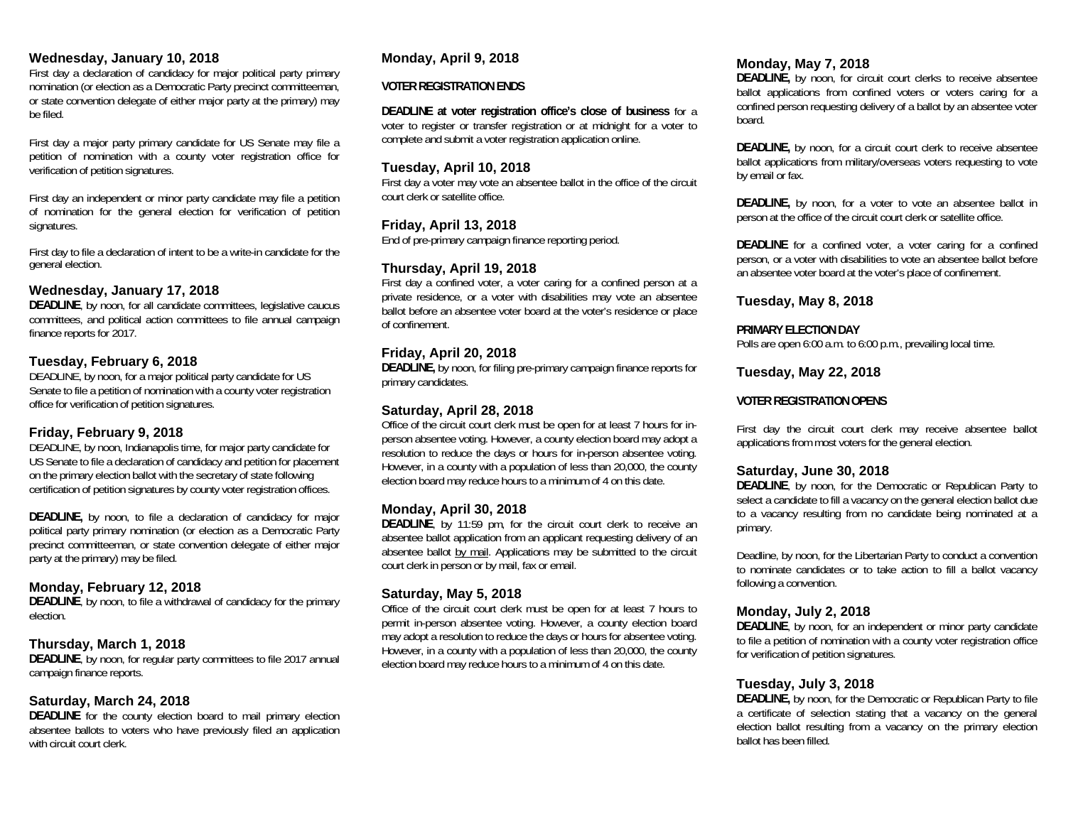### Wednesday, January 10, 2018

First day a declaration of candidacy for major political party primary nomination (or election as a Democratic Party precinct committeeman, or state convention delegate of either major party at the primary) may be filed.

First day a major party primary candidate for US Senate may file a petition of nomination with a county voter registration office for verification of petition signatures.

First day an independent or minor party candidate may file a petition of nomination for the general election for verification of petition signatures.

First day to file a declaration of intent to be a write-in candidate for the general election.

### Wednesday, January 17, 2018

**DEADLINE**, by noon, for all candidate committees, legislative caucus committees, and political action committees to file annual campaign finance reports for 2017.

### Tuesday, February 6, 2018

DEADLINE, by noon, for a major political party candidate for US Senate to file a petition of nomination with a county voter registration office for verification of petition signatures.

### Friday, February 9, 2018

DEADLINE, by noon, Indianapolis time, for major party candidate for US Senate to file a declaration of candidacy and petition for placement on the primary election ballot with the secretary of state following certification of petition signatures by county voter registration offices.

**DEADLINE,** by noon, to file a declaration of candidacy for major political party primary nomination (or election as a Democratic Party precinct committeeman, or state convention delegate of either major party at the primary) may be filed.

### Monday, February 12, 2018

**DEADLINE**, by noon, to file a withdrawal of candidacy for the primary election.

### Thursday, March 1, 2018

**DEADLINE**, by noon, for regular party committees to file 2017 annual campaign finance reports.

### Saturday, March 24, 2018

**DEADLINE** for the county election board to mail primary election absentee ballots to voters who have previously filed an application with circuit court clerk.

### Monday, April 9, 2018

**VOTER REGISTRATION ENDS**

**DEADLINE at voter registration office's close of business** for a voter to register or transfer registration or at midnight for a voter to complete and submit a voter registration application online.

### Tuesday, April 10, 2018

First day a voter may vote an absentee ballot in the office of the circuit court clerk or satellite office.

### Friday, April 13, 2018

End of pre-primary campaign finance reporting period.

### Thursday, April 19, 2018

First day a confined voter, a voter caring for a confined person at a private residence, or a voter with disabilities may vote an absentee ballot before an absentee voter board at the voter's residence or place of confinement.

### Friday, April 20, 2018

**DEADLINE,** by noon, for filing pre-primary campaign finance reports for primary candidates.

### Saturday, April 28, 2018

Office of the circuit court clerk must be open for at least 7 hours for in-person absentee voting. However, a county election board may adopt a resolution to reduce the days or hours for in-person absentee voting. However, in a county with a population of less than 20,000, the county election board may reduce hours to a minimum of 4 on this date.

### Monday, April 30, 2018

**DEADLINE**, by 11:59 pm, for the circuit court clerk to receive an absentee ballot application from an applicant requesting delivery of an absentee ballot by mail. Applications may be submitted to the circuit court clerk in person or by mail, fax or email.

### Saturday, May 5, 2018

Office of the circuit court clerk must be open for at least 7 hours to permit in-person absentee voting. However, a county election board may adopt a resolution to reduce the days or hours for absentee voting. However, in a county with a population of less than 20,000, the county election board may reduce hours to a minimum of 4 on this date.

### Monday, May 7, 2018

**DEADLINE,** by noon, for circuit court clerks to receive absentee ballot applications from confined voters or voters caring for a confined person requesting delivery of a ballot by an absentee voter board.

**DEADLINE,** by noon, for a circuit court clerk to receive absentee ballot applications from military/overseas voters requesting to vote by email or fax.

**DEADLINE,** by noon, for a voter to vote an absentee ballot in person at the office of the circuit court clerk or satellite office.

**DEADLINE** for a confined voter, a voter caring for a confined person, or a voter with disabilities to vote an absentee ballot before an absentee voter board at the voter's place of confinement.

### Tuesday, May 8, 2018

**PRIMARY ELECTION DAY**

Polls are open 6:00 a.m. to 6:00 p.m., prevailing local time.

### Tuesday, May 22, 2018

**VOTER REGISTRATION OPENS**

First day the circuit court clerk may receive absentee ballot applications from most voters for the general election.

### Saturday, June 30, 2018

**DEADLINE**, by noon, for the Democratic or Republican Party to select a candidate to fill a vacancy on the general election ballot due to a vacancy resulting from no candidate being nominated at a primary.

Deadline, by noon, for the Libertarian Party to conduct a convention to nominate candidates or to take action to fill a ballot vacancy following a convention.

### Monday, July 2, 2018

**DEADLINE**, by noon, for an independent or minor party candidate to file a petition of nomination with a county voter registration office for verification of petition signatures.

### Tuesday, July 3, 2018

**DEADLINE,** by noon, for the Democratic or Republican Party to file a certificate of selection stating that a vacancy on the general election ballot resulting from a vacancy on the primary election ballot has been filled.